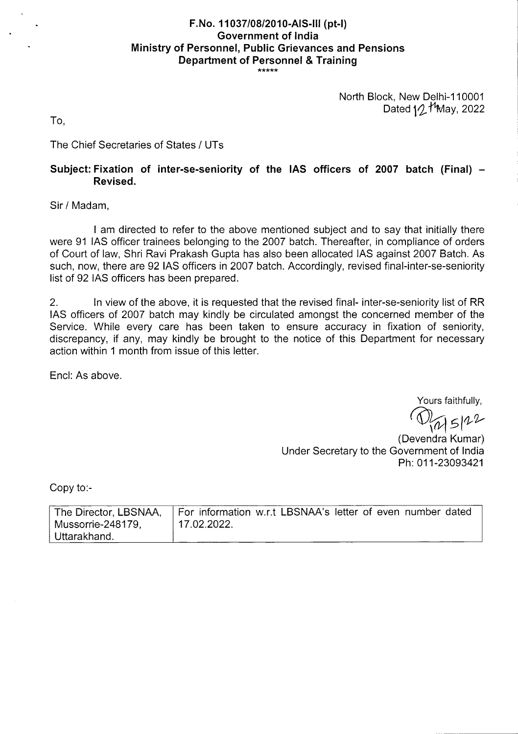**F.No. 11037/08/2010-AIS-III (pt-I)**
**Government of India**
**Ministry of Personnel, Public Grievances and Pensions**
**Department of Personnel & Training**

\*\*\*\*\*

North Block, New Delhi-110001
Dated 12th May, 2022

To,

The Chief Secretaries of States / UTs

**Subject: Fixation of inter-se-seniority of the IAS officers of 2007 batch (Final) – Revised.**

Sir / Madam,

I am directed to refer to the above mentioned subject and to say that initially there were 91 IAS officer trainees belonging to the 2007 batch. Thereafter, in compliance of orders of Court of law, Shri Ravi Prakash Gupta has also been allocated IAS against 2007 Batch. As such, now, there are 92 IAS officers in 2007 batch. Accordingly, revised final-inter-se-seniority list of 92 IAS officers has been prepared.

2. In view of the above, it is requested that the revised final- inter-se-seniority list of RR IAS officers of 2007 batch may kindly be circulated amongst the concerned member of the Service. While every care has been taken to ensure accuracy in fixation of seniority, discrepancy, if any, may kindly be brought to the notice of this Department for necessary action within 1 month from issue of this letter.

Encl: As above.

Yours faithfully,

12/5/22

(Devendra Kumar)
Under Secretary to the Government of India
Ph: 011-23093421

Copy to:-

| | |
|---|---|
| The Director, LBSNAA, Mussorrie-248179, Uttarakhand. | For information w.r.t LBSNAA's letter of even number dated 17.02.2022. |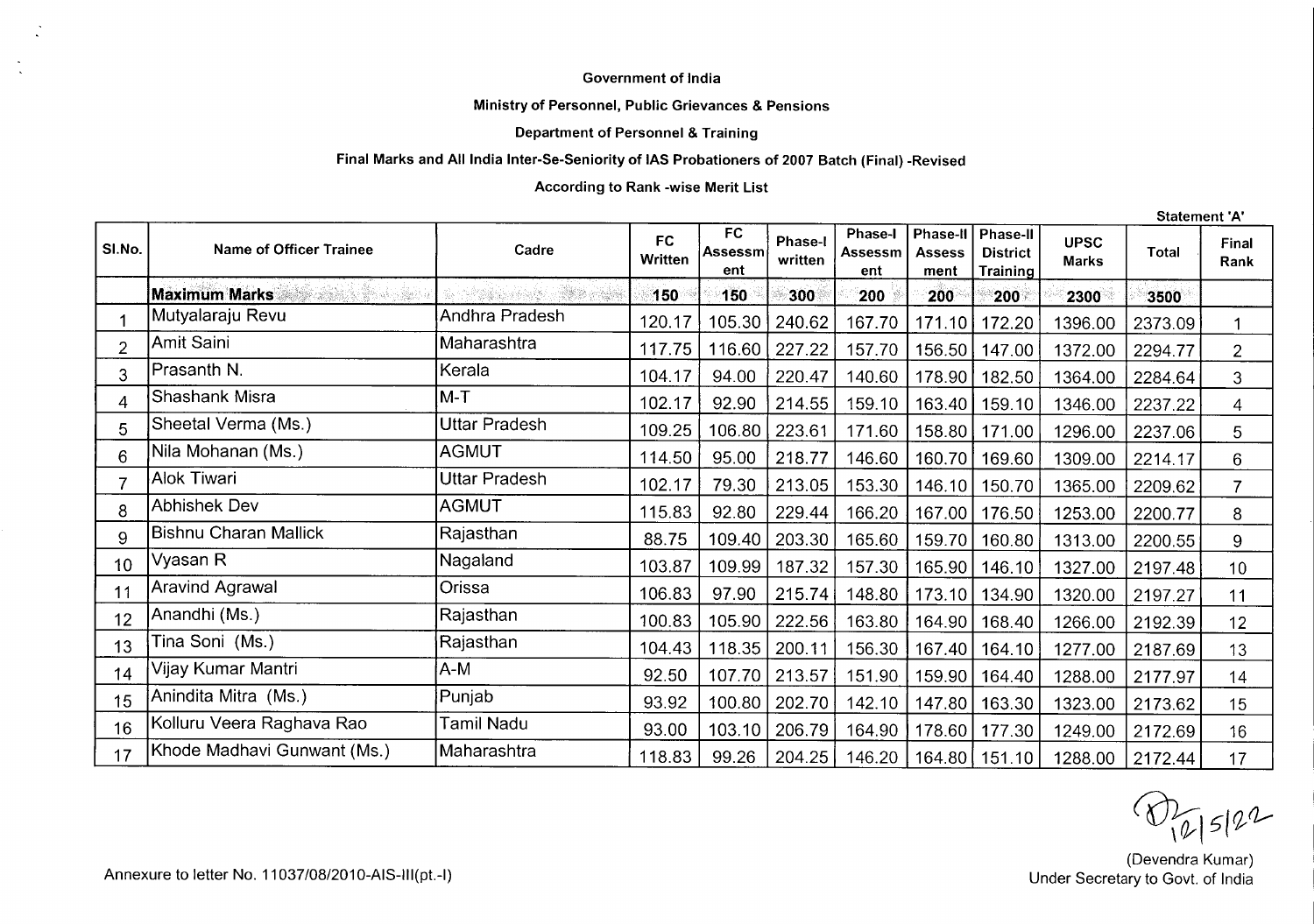Government of India

Ministry of Personnel, Public Grievances & Pensions

Department of Personnel & Training

Final Marks and All India Inter-Se-Seniority of IAS Probationers of 2007 Batch (Final) -Revised

According to Rank -wise Merit List

Statement 'A'

| Sl.No. | Name of Officer Trainee | Cadre | FC Written | FC Assessment | Phase-I written | Phase-I Assessment | Phase-II Assess ment | Phase-II District Training | UPSC Marks | Total | Final Rank |
|---|---|---|---|---|---|---|---|---|---|---|---|
| | **Maximum Marks** | | 150 | 150 | 300 | 200 | 200 | 200 | 2300 | 3500 | |
| 1 | Mutyalaraju Revu | Andhra Pradesh | 120.17 | 105.30 | 240.62 | 167.70 | 171.10 | 172.20 | 1396.00 | 2373.09 | 1 |
| 2 | Amit Saini | Maharashtra | 117.75 | 116.60 | 227.22 | 157.70 | 156.50 | 147.00 | 1372.00 | 2294.77 | 2 |
| 3 | Prasanth N. | Kerala | 104.17 | 94.00 | 220.47 | 140.60 | 178.90 | 182.50 | 1364.00 | 2284.64 | 3 |
| 4 | Shashank Misra | M-T | 102.17 | 92.90 | 214.55 | 159.10 | 163.40 | 159.10 | 1346.00 | 2237.22 | 4 |
| 5 | Sheetal Verma (Ms.) | Uttar Pradesh | 109.25 | 106.80 | 223.61 | 171.60 | 158.80 | 171.00 | 1296.00 | 2237.06 | 5 |
| 6 | Nila Mohanan (Ms.) | AGMUT | 114.50 | 95.00 | 218.77 | 146.60 | 160.70 | 169.60 | 1309.00 | 2214.17 | 6 |
| 7 | Alok Tiwari | Uttar Pradesh | 102.17 | 79.30 | 213.05 | 153.30 | 146.10 | 150.70 | 1365.00 | 2209.62 | 7 |
| 8 | Abhishek Dev | AGMUT | 115.83 | 92.80 | 229.44 | 166.20 | 167.00 | 176.50 | 1253.00 | 2200.77 | 8 |
| 9 | Bishnu Charan Mallick | Rajasthan | 88.75 | 109.40 | 203.30 | 165.60 | 159.70 | 160.80 | 1313.00 | 2200.55 | 9 |
| 10 | Vyasan R | Nagaland | 103.87 | 109.99 | 187.32 | 157.30 | 165.90 | 146.10 | 1327.00 | 2197.48 | 10 |
| 11 | Aravind Agrawal | Orissa | 106.83 | 97.90 | 215.74 | 148.80 | 173.10 | 134.90 | 1320.00 | 2197.27 | 11 |
| 12 | Anandhi (Ms.) | Rajasthan | 100.83 | 105.90 | 222.56 | 163.80 | 164.90 | 168.40 | 1266.00 | 2192.39 | 12 |
| 13 | Tina Soni (Ms.) | Rajasthan | 104.43 | 118.35 | 200.11 | 156.30 | 167.40 | 164.10 | 1277.00 | 2187.69 | 13 |
| 14 | Vijay Kumar Mantri | A-M | 92.50 | 107.70 | 213.57 | 151.90 | 159.90 | 164.40 | 1288.00 | 2177.97 | 14 |
| 15 | Anindita Mitra (Ms.) | Punjab | 93.92 | 100.80 | 202.70 | 142.10 | 147.80 | 163.30 | 1323.00 | 2173.62 | 15 |
| 16 | Kolluru Veera Raghava Rao | Tamil Nadu | 93.00 | 103.10 | 206.79 | 164.90 | 178.60 | 177.30 | 1249.00 | 2172.69 | 16 |
| 17 | Khode Madhavi Gunwant (Ms.) | Maharashtra | 118.83 | 99.26 | 204.25 | 146.20 | 164.80 | 151.10 | 1288.00 | 2172.44 | 17 |

12/5/22

(Devendra Kumar)
Under Secretary to Govt. of India

Annexure to letter No. 11037/08/2010-AIS-III(pt.-I)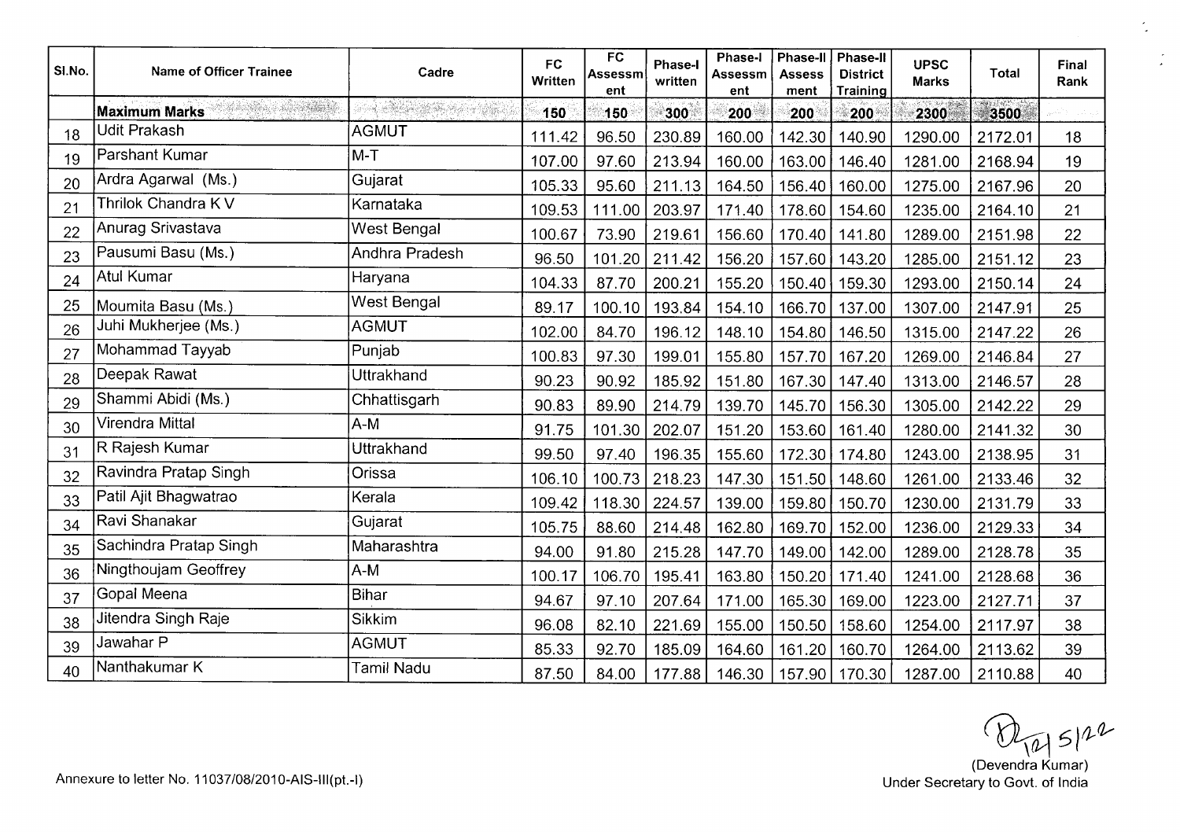| Sl.No. | Name of Officer Trainee | Cadre | FC Written | FC Assessment | Phase-I written | Phase-I Assessment | Phase-II Assess ment | Phase-II District Training | UPSC Marks | Total | Final Rank |
|---|---|---|---|---|---|---|---|---|---|---|---|
| | **Maximum Marks** | | **150** | **150** | **300** | **200** | **200** | **200** | **2300** | **3500** | |
| 18 | Udit Prakash | AGMUT | 111.42 | 96.50 | 230.89 | 160.00 | 142.30 | 140.90 | 1290.00 | 2172.01 | 18 |
| 19 | Parshant Kumar | M-T | 107.00 | 97.60 | 213.94 | 160.00 | 163.00 | 146.40 | 1281.00 | 2168.94 | 19 |
| 20 | Ardra Agarwal (Ms.) | Gujarat | 105.33 | 95.60 | 211.13 | 164.50 | 156.40 | 160.00 | 1275.00 | 2167.96 | 20 |
| 21 | Thrilok Chandra K V | Karnataka | 109.53 | 111.00 | 203.97 | 171.40 | 178.60 | 154.60 | 1235.00 | 2164.10 | 21 |
| 22 | Anurag Srivastava | West Bengal | 100.67 | 73.90 | 219.61 | 156.60 | 170.40 | 141.80 | 1289.00 | 2151.98 | 22 |
| 23 | Pausumi Basu (Ms.) | Andhra Pradesh | 96.50 | 101.20 | 211.42 | 156.20 | 157.60 | 143.20 | 1285.00 | 2151.12 | 23 |
| 24 | Atul Kumar | Haryana | 104.33 | 87.70 | 200.21 | 155.20 | 150.40 | 159.30 | 1293.00 | 2150.14 | 24 |
| 25 | Moumita Basu (Ms.) | West Bengal | 89.17 | 100.10 | 193.84 | 154.10 | 166.70 | 137.00 | 1307.00 | 2147.91 | 25 |
| 26 | Juhi Mukherjee (Ms.) | AGMUT | 102.00 | 84.70 | 196.12 | 148.10 | 154.80 | 146.50 | 1315.00 | 2147.22 | 26 |
| 27 | Mohammad Tayyab | Punjab | 100.83 | 97.30 | 199.01 | 155.80 | 157.70 | 167.20 | 1269.00 | 2146.84 | 27 |
| 28 | Deepak Rawat | Uttrakhand | 90.23 | 90.92 | 185.92 | 151.80 | 167.30 | 147.40 | 1313.00 | 2146.57 | 28 |
| 29 | Shammi Abidi (Ms.) | Chhattisgarh | 90.83 | 89.90 | 214.79 | 139.70 | 145.70 | 156.30 | 1305.00 | 2142.22 | 29 |
| 30 | Virendra Mittal | A-M | 91.75 | 101.30 | 202.07 | 151.20 | 153.60 | 161.40 | 1280.00 | 2141.32 | 30 |
| 31 | R Rajesh Kumar | Uttrakhand | 99.50 | 97.40 | 196.35 | 155.60 | 172.30 | 174.80 | 1243.00 | 2138.95 | 31 |
| 32 | Ravindra Pratap Singh | Orissa | 106.10 | 100.73 | 218.23 | 147.30 | 151.50 | 148.60 | 1261.00 | 2133.46 | 32 |
| 33 | Patil Ajit Bhagwatrao | Kerala | 109.42 | 118.30 | 224.57 | 139.00 | 159.80 | 150.70 | 1230.00 | 2131.79 | 33 |
| 34 | Ravi Shanakar | Gujarat | 105.75 | 88.60 | 214.48 | 162.80 | 169.70 | 152.00 | 1236.00 | 2129.33 | 34 |
| 35 | Sachindra Pratap Singh | Maharashtra | 94.00 | 91.80 | 215.28 | 147.70 | 149.00 | 142.00 | 1289.00 | 2128.78 | 35 |
| 36 | Ningthoujam Geoffrey | A-M | 100.17 | 106.70 | 195.41 | 163.80 | 150.20 | 171.40 | 1241.00 | 2128.68 | 36 |
| 37 | Gopal Meena | Bihar | 94.67 | 97.10 | 207.64 | 171.00 | 165.30 | 169.00 | 1223.00 | 2127.71 | 37 |
| 38 | Jitendra Singh Raje | Sikkim | 96.08 | 82.10 | 221.69 | 155.00 | 150.50 | 158.60 | 1254.00 | 2117.97 | 38 |
| 39 | Jawahar P | AGMUT | 85.33 | 92.70 | 185.09 | 164.60 | 161.20 | 160.70 | 1264.00 | 2113.62 | 39 |
| 40 | Nanthakumar K | Tamil Nadu | 87.50 | 84.00 | 177.88 | 146.30 | 157.90 | 170.30 | 1287.00 | 2110.88 | 40 |

12/5/12

(Devendra Kumar)
Under Secretary to Govt. of India

Annexure to letter No. 11037/08/2010-AIS-III(pt.-I)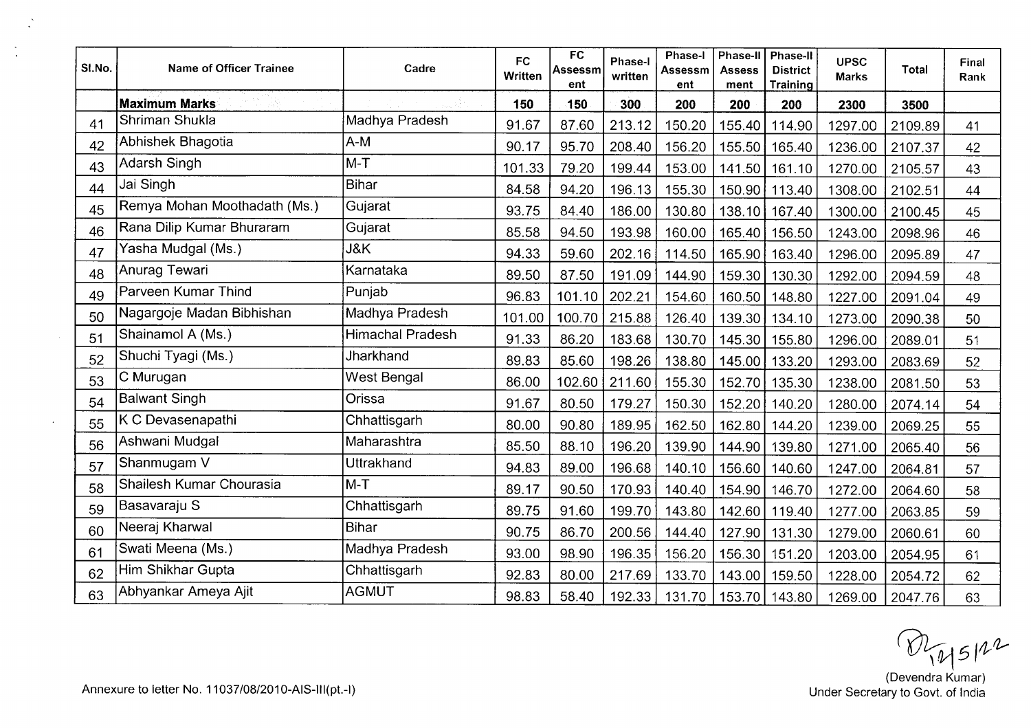| Sl.No. | Name of Officer Trainee | Cadre | FC Written | FC Assessment | Phase-I written | Phase-I Assessment | Phase-II Assessment | Phase-II District Training | UPSC Marks | Total | Final Rank |
|---|---|---|---|---|---|---|---|---|---|---|---|
| | **Maximum Marks** | | **150** | **150** | **300** | **200** | **200** | **200** | **2300** | **3500** | |
| 41 | Shriman Shukla | Madhya Pradesh | 91.67 | 87.60 | 213.12 | 150.20 | 155.40 | 114.90 | 1297.00 | 2109.89 | 41 |
| 42 | Abhishek Bhagotia | A-M | 90.17 | 95.70 | 208.40 | 156.20 | 155.50 | 165.40 | 1236.00 | 2107.37 | 42 |
| 43 | Adarsh Singh | M-T | 101.33 | 79.20 | 199.44 | 153.00 | 141.50 | 161.10 | 1270.00 | 2105.57 | 43 |
| 44 | Jai Singh | Bihar | 84.58 | 94.20 | 196.13 | 155.30 | 150.90 | 113.40 | 1308.00 | 2102.51 | 44 |
| 45 | Remya Mohan Moothadath (Ms.) | Gujarat | 93.75 | 84.40 | 186.00 | 130.80 | 138.10 | 167.40 | 1300.00 | 2100.45 | 45 |
| 46 | Rana Dilip Kumar Bhuraram | Gujarat | 85.58 | 94.50 | 193.98 | 160.00 | 165.40 | 156.50 | 1243.00 | 2098.96 | 46 |
| 47 | Yasha Mudgal (Ms.) | J&K | 94.33 | 59.60 | 202.16 | 114.50 | 165.90 | 163.40 | 1296.00 | 2095.89 | 47 |
| 48 | Anurag Tewari | Karnataka | 89.50 | 87.50 | 191.09 | 144.90 | 159.30 | 130.30 | 1292.00 | 2094.59 | 48 |
| 49 | Parveen Kumar Thind | Punjab | 96.83 | 101.10 | 202.21 | 154.60 | 160.50 | 148.80 | 1227.00 | 2091.04 | 49 |
| 50 | Nagargoje Madan Bibhishan | Madhya Pradesh | 101.00 | 100.70 | 215.88 | 126.40 | 139.30 | 134.10 | 1273.00 | 2090.38 | 50 |
| 51 | Shainamol A (Ms.) | Himachal Pradesh | 91.33 | 86.20 | 183.68 | 130.70 | 145.30 | 155.80 | 1296.00 | 2089.01 | 51 |
| 52 | Shuchi Tyagi (Ms.) | Jharkhand | 89.83 | 85.60 | 198.26 | 138.80 | 145.00 | 133.20 | 1293.00 | 2083.69 | 52 |
| 53 | C Murugan | West Bengal | 86.00 | 102.60 | 211.60 | 155.30 | 152.70 | 135.30 | 1238.00 | 2081.50 | 53 |
| 54 | Balwant Singh | Orissa | 91.67 | 80.50 | 179.27 | 150.30 | 152.20 | 140.20 | 1280.00 | 2074.14 | 54 |
| 55 | K C Devasenapathi | Chhattisgarh | 80.00 | 90.80 | 189.95 | 162.50 | 162.80 | 144.20 | 1239.00 | 2069.25 | 55 |
| 56 | Ashwani Mudgal | Maharashtra | 85.50 | 88.10 | 196.20 | 139.90 | 144.90 | 139.80 | 1271.00 | 2065.40 | 56 |
| 57 | Shanmugam V | Uttrakhand | 94.83 | 89.00 | 196.68 | 140.10 | 156.60 | 140.60 | 1247.00 | 2064.81 | 57 |
| 58 | Shailesh Kumar Chourasia | M-T | 89.17 | 90.50 | 170.93 | 140.40 | 154.90 | 146.70 | 1272.00 | 2064.60 | 58 |
| 59 | Basavaraju S | Chhattisgarh | 89.75 | 91.60 | 199.70 | 143.80 | 142.60 | 119.40 | 1277.00 | 2063.85 | 59 |
| 60 | Neeraj Kharwal | Bihar | 90.75 | 86.70 | 200.56 | 144.40 | 127.90 | 131.30 | 1279.00 | 2060.61 | 60 |
| 61 | Swati Meena (Ms.) | Madhya Pradesh | 93.00 | 98.90 | 196.35 | 156.20 | 156.30 | 151.20 | 1203.00 | 2054.95 | 61 |
| 62 | Him Shikhar Gupta | Chhattisgarh | 92.83 | 80.00 | 217.69 | 133.70 | 143.00 | 159.50 | 1228.00 | 2054.72 | 62 |
| 63 | Abhyankar Ameya Ajit | AGMUT | 98.83 | 58.40 | 192.33 | 131.70 | 153.70 | 143.80 | 1269.00 | 2047.76 | 63 |

12/5/12

(Devendra Kumar)
Under Secretary to Govt. of India

Annexure to letter No. 11037/08/2010-AIS-III(pt.-I)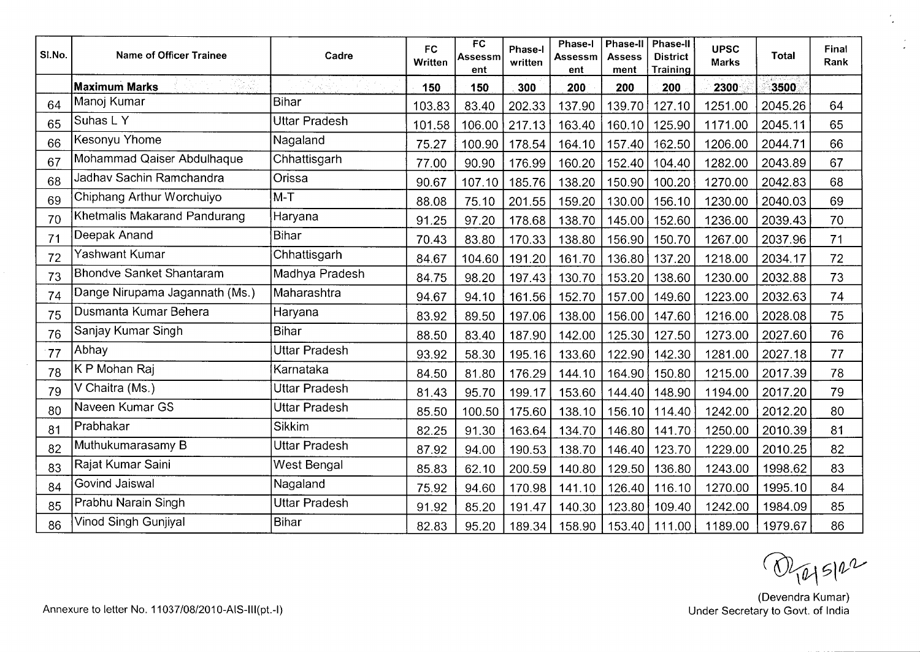| Sl.No. | Name of Officer Trainee | Cadre | FC Written | FC Assessment | Phase-I written | Phase-I Assessment | Phase-II Assess ment | Phase-II District Training | UPSC Marks | Total | Final Rank |
|---|---|---|---|---|---|---|---|---|---|---|---|
| | **Maximum Marks** | | **150** | **150** | **300** | **200** | **200** | **200** | **2300** | **3500** | |
| 64 | Manoj Kumar | Bihar | 103.83 | 83.40 | 202.33 | 137.90 | 139.70 | 127.10 | 1251.00 | 2045.26 | 64 |
| 65 | Suhas L Y | Uttar Pradesh | 101.58 | 106.00 | 217.13 | 163.40 | 160.10 | 125.90 | 1171.00 | 2045.11 | 65 |
| 66 | Kesonyu Yhome | Nagaland | 75.27 | 100.90 | 178.54 | 164.10 | 157.40 | 162.50 | 1206.00 | 2044.71 | 66 |
| 67 | Mohammad Qaiser Abdulhaque | Chhattisgarh | 77.00 | 90.90 | 176.99 | 160.20 | 152.40 | 104.40 | 1282.00 | 2043.89 | 67 |
| 68 | Jadhav Sachin Ramchandra | Orissa | 90.67 | 107.10 | 185.76 | 138.20 | 150.90 | 100.20 | 1270.00 | 2042.83 | 68 |
| 69 | Chiphang Arthur Worchuiyo | M-T | 88.08 | 75.10 | 201.55 | 159.20 | 130.00 | 156.10 | 1230.00 | 2040.03 | 69 |
| 70 | Khetmalis Makarand Pandurang | Haryana | 91.25 | 97.20 | 178.68 | 138.70 | 145.00 | 152.60 | 1236.00 | 2039.43 | 70 |
| 71 | Deepak Anand | Bihar | 70.43 | 83.80 | 170.33 | 138.80 | 156.90 | 150.70 | 1267.00 | 2037.96 | 71 |
| 72 | Yashwant Kumar | Chhattisgarh | 84.67 | 104.60 | 191.20 | 161.70 | 136.80 | 137.20 | 1218.00 | 2034.17 | 72 |
| 73 | Bhondve Sanket Shantaram | Madhya Pradesh | 84.75 | 98.20 | 197.43 | 130.70 | 153.20 | 138.60 | 1230.00 | 2032.88 | 73 |
| 74 | Dange Nirupama Jagannath (Ms.) | Maharashtra | 94.67 | 94.10 | 161.56 | 152.70 | 157.00 | 149.60 | 1223.00 | 2032.63 | 74 |
| 75 | Dusmanta Kumar Behera | Haryana | 83.92 | 89.50 | 197.06 | 138.00 | 156.00 | 147.60 | 1216.00 | 2028.08 | 75 |
| 76 | Sanjay Kumar Singh | Bihar | 88.50 | 83.40 | 187.90 | 142.00 | 125.30 | 127.50 | 1273.00 | 2027.60 | 76 |
| 77 | Abhay | Uttar Pradesh | 93.92 | 58.30 | 195.16 | 133.60 | 122.90 | 142.30 | 1281.00 | 2027.18 | 77 |
| 78 | K P Mohan Raj | Karnataka | 84.50 | 81.80 | 176.29 | 144.10 | 164.90 | 150.80 | 1215.00 | 2017.39 | 78 |
| 79 | V Chaitra (Ms.) | Uttar Pradesh | 81.43 | 95.70 | 199.17 | 153.60 | 144.40 | 148.90 | 1194.00 | 2017.20 | 79 |
| 80 | Naveen Kumar GS | Uttar Pradesh | 85.50 | 100.50 | 175.60 | 138.10 | 156.10 | 114.40 | 1242.00 | 2012.20 | 80 |
| 81 | Prabhakar | Sikkim | 82.25 | 91.30 | 163.64 | 134.70 | 146.80 | 141.70 | 1250.00 | 2010.39 | 81 |
| 82 | Muthukumarasamy B | Uttar Pradesh | 87.92 | 94.00 | 190.53 | 138.70 | 146.40 | 123.70 | 1229.00 | 2010.25 | 82 |
| 83 | Rajat Kumar Saini | West Bengal | 85.83 | 62.10 | 200.59 | 140.80 | 129.50 | 136.80 | 1243.00 | 1998.62 | 83 |
| 84 | Govind Jaiswal | Nagaland | 75.92 | 94.60 | 170.98 | 141.10 | 126.40 | 116.10 | 1270.00 | 1995.10 | 84 |
| 85 | Prabhu Narain Singh | Uttar Pradesh | 91.92 | 85.20 | 191.47 | 140.30 | 123.80 | 109.40 | 1242.00 | 1984.09 | 85 |
| 86 | Vinod Singh Gunjiyal | Bihar | 82.83 | 95.20 | 189.34 | 158.90 | 153.40 | 111.00 | 1189.00 | 1979.67 | 86 |

Annexure to letter No. 11037/08/2010-AIS-III(pt.-I)

(Devendra Kumar)
Under Secretary to Govt. of India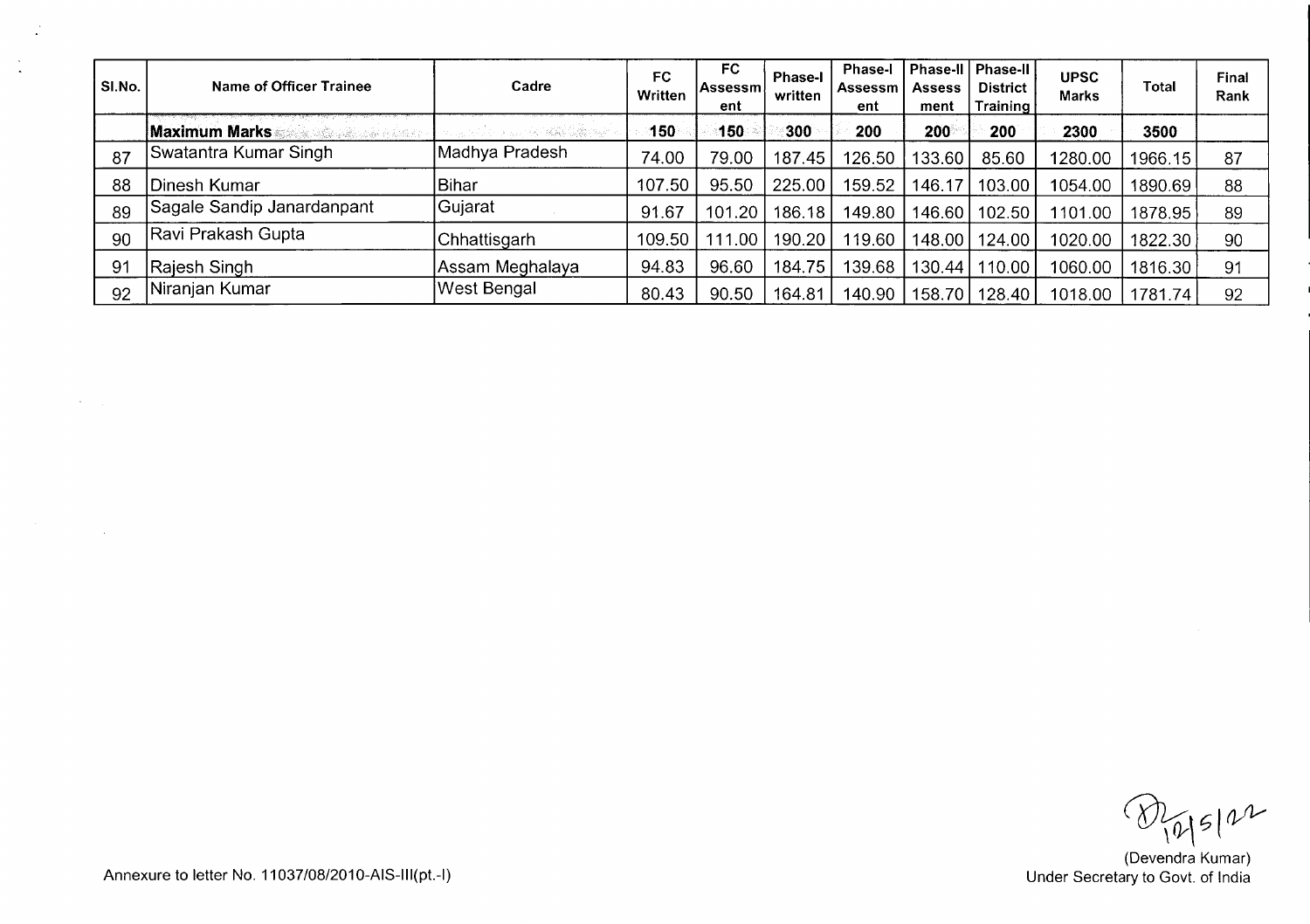| Sl.No. | Name of Officer Trainee | Cadre | FC Written | FC Assessment | Phase-I written | Phase-I Assessment | Phase-II Assessment | Phase-II District Training | UPSC Marks | Total | Final Rank |
|---|---|---|---|---|---|---|---|---|---|---|---|
| | **Maximum Marks** | | 150 | 150 | 300 | 200 | 200 | 200 | 2300 | 3500 | |
| 87 | Swatantra Kumar Singh | Madhya Pradesh | 74.00 | 79.00 | 187.45 | 126.50 | 133.60 | 85.60 | 1280.00 | 1966.15 | 87 |
| 88 | Dinesh Kumar | Bihar | 107.50 | 95.50 | 225.00 | 159.52 | 146.17 | 103.00 | 1054.00 | 1890.69 | 88 |
| 89 | Sagale Sandip Janardanpant | Gujarat | 91.67 | 101.20 | 186.18 | 149.80 | 146.60 | 102.50 | 1101.00 | 1878.95 | 89 |
| 90 | Ravi Prakash Gupta | Chhattisgarh | 109.50 | 111.00 | 190.20 | 119.60 | 148.00 | 124.00 | 1020.00 | 1822.30 | 90 |
| 91 | Rajesh Singh | Assam Meghalaya | 94.83 | 96.60 | 184.75 | 139.68 | 130.44 | 110.00 | 1060.00 | 1816.30 | 91 |
| 92 | Niranjan Kumar | West Bengal | 80.43 | 90.50 | 164.81 | 140.90 | 158.70 | 128.40 | 1018.00 | 1781.74 | 92 |

10/5/22

(Devendra Kumar)
Under Secretary to Govt. of India

Annexure to letter No. 11037/08/2010-AIS-III(pt.-I)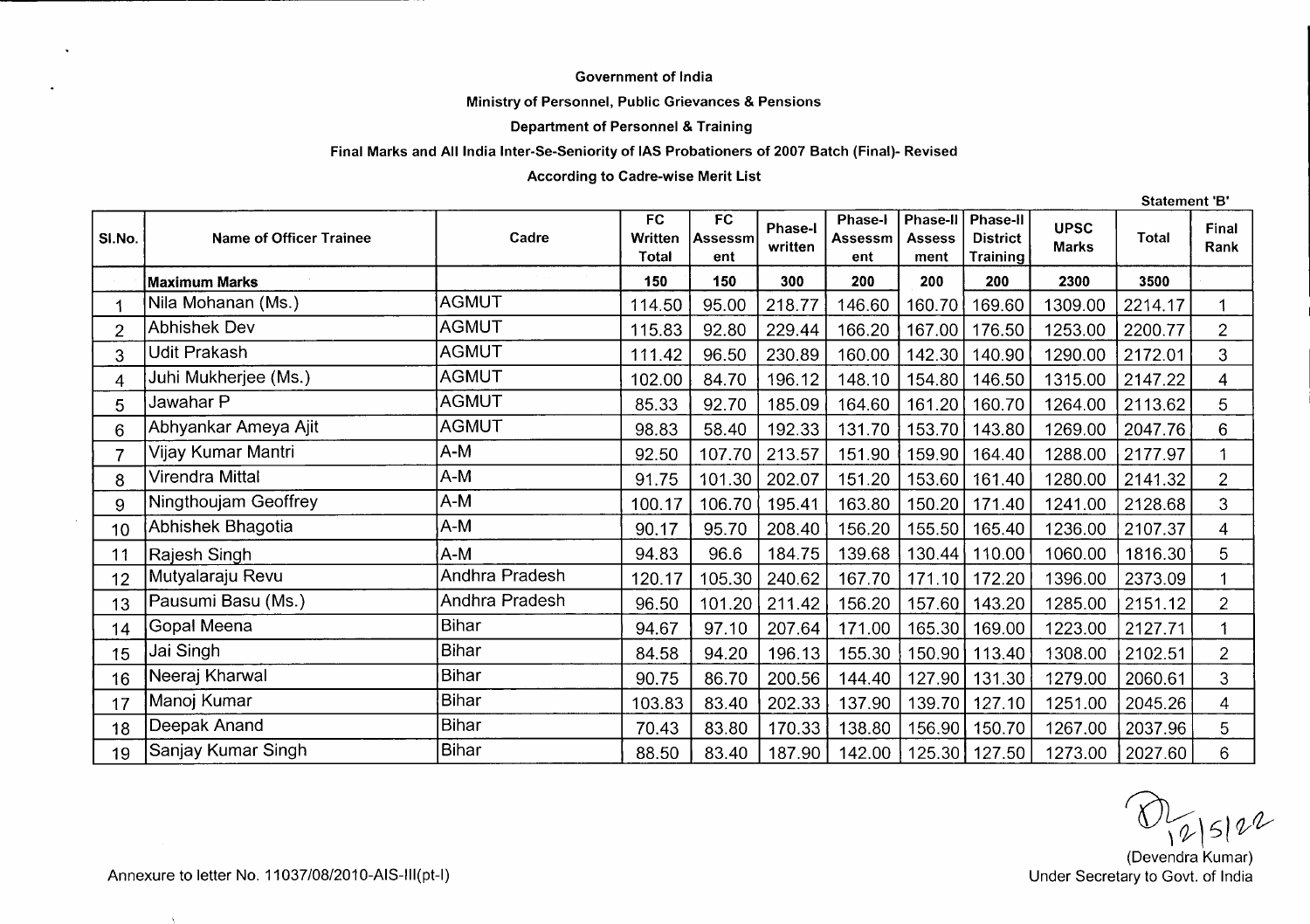Government of India

Ministry of Personnel, Public Grievances & Pensions

Department of Personnel & Training

Final Marks and All India Inter-Se-Seniority of IAS Probationers of 2007 Batch (Final)- Revised

According to Cadre-wise Merit List

Statement 'B'

| Sl.No. | Name of Officer Trainee | Cadre | FC Written Total | FC Assessment | Phase-I written | Phase-I Assessment | Phase-II Assessment | Phase-II District Training | UPSC Marks | Total | Final Rank |
|---|---|---|---|---|---|---|---|---|---|---|---|
| | **Maximum Marks** | | 150 | 150 | 300 | 200 | 200 | 200 | 2300 | 3500 | |
| 1 | Nila Mohanan (Ms.) | AGMUT | 114.50 | 95.00 | 218.77 | 146.60 | 160.70 | 169.60 | 1309.00 | 2214.17 | 1 |
| 2 | Abhishek Dev | AGMUT | 115.83 | 92.80 | 229.44 | 166.20 | 167.00 | 176.50 | 1253.00 | 2200.77 | 2 |
| 3 | Udit Prakash | AGMUT | 111.42 | 96.50 | 230.89 | 160.00 | 142.30 | 140.90 | 1290.00 | 2172.01 | 3 |
| 4 | Juhi Mukherjee (Ms.) | AGMUT | 102.00 | 84.70 | 196.12 | 148.10 | 154.80 | 146.50 | 1315.00 | 2147.22 | 4 |
| 5 | Jawahar P | AGMUT | 85.33 | 92.70 | 185.09 | 164.60 | 161.20 | 160.70 | 1264.00 | 2113.62 | 5 |
| 6 | Abhyankar Ameya Ajit | AGMUT | 98.83 | 58.40 | 192.33 | 131.70 | 153.70 | 143.80 | 1269.00 | 2047.76 | 6 |
| 7 | Vijay Kumar Mantri | A-M | 92.50 | 107.70 | 213.57 | 151.90 | 159.90 | 164.40 | 1288.00 | 2177.97 | 1 |
| 8 | Virendra Mittal | A-M | 91.75 | 101.30 | 202.07 | 151.20 | 153.60 | 161.40 | 1280.00 | 2141.32 | 2 |
| 9 | Ningthoujam Geoffrey | A-M | 100.17 | 106.70 | 195.41 | 163.80 | 150.20 | 171.40 | 1241.00 | 2128.68 | 3 |
| 10 | Abhishek Bhagotia | A-M | 90.17 | 95.70 | 208.40 | 156.20 | 155.50 | 165.40 | 1236.00 | 2107.37 | 4 |
| 11 | Rajesh Singh | A-M | 94.83 | 96.6 | 184.75 | 139.68 | 130.44 | 110.00 | 1060.00 | 1816.30 | 5 |
| 12 | Mutyalaraju Revu | Andhra Pradesh | 120.17 | 105.30 | 240.62 | 167.70 | 171.10 | 172.20 | 1396.00 | 2373.09 | 1 |
| 13 | Pausumi Basu (Ms.) | Andhra Pradesh | 96.50 | 101.20 | 211.42 | 156.20 | 157.60 | 143.20 | 1285.00 | 2151.12 | 2 |
| 14 | Gopal Meena | Bihar | 94.67 | 97.10 | 207.64 | 171.00 | 165.30 | 169.00 | 1223.00 | 2127.71 | 1 |
| 15 | Jai Singh | Bihar | 84.58 | 94.20 | 196.13 | 155.30 | 150.90 | 113.40 | 1308.00 | 2102.51 | 2 |
| 16 | Neeraj Kharwal | Bihar | 90.75 | 86.70 | 200.56 | 144.40 | 127.90 | 131.30 | 1279.00 | 2060.61 | 3 |
| 17 | Manoj Kumar | Bihar | 103.83 | 83.40 | 202.33 | 137.90 | 139.70 | 127.10 | 1251.00 | 2045.26 | 4 |
| 18 | Deepak Anand | Bihar | 70.43 | 83.80 | 170.33 | 138.80 | 156.90 | 150.70 | 1267.00 | 2037.96 | 5 |
| 19 | Sanjay Kumar Singh | Bihar | 88.50 | 83.40 | 187.90 | 142.00 | 125.30 | 127.50 | 1273.00 | 2027.60 | 6 |

12/5/22

(Devendra Kumar)
Under Secretary to Govt. of India

Annexure to letter No. 11037/08/2010-AIS-III(pt-I)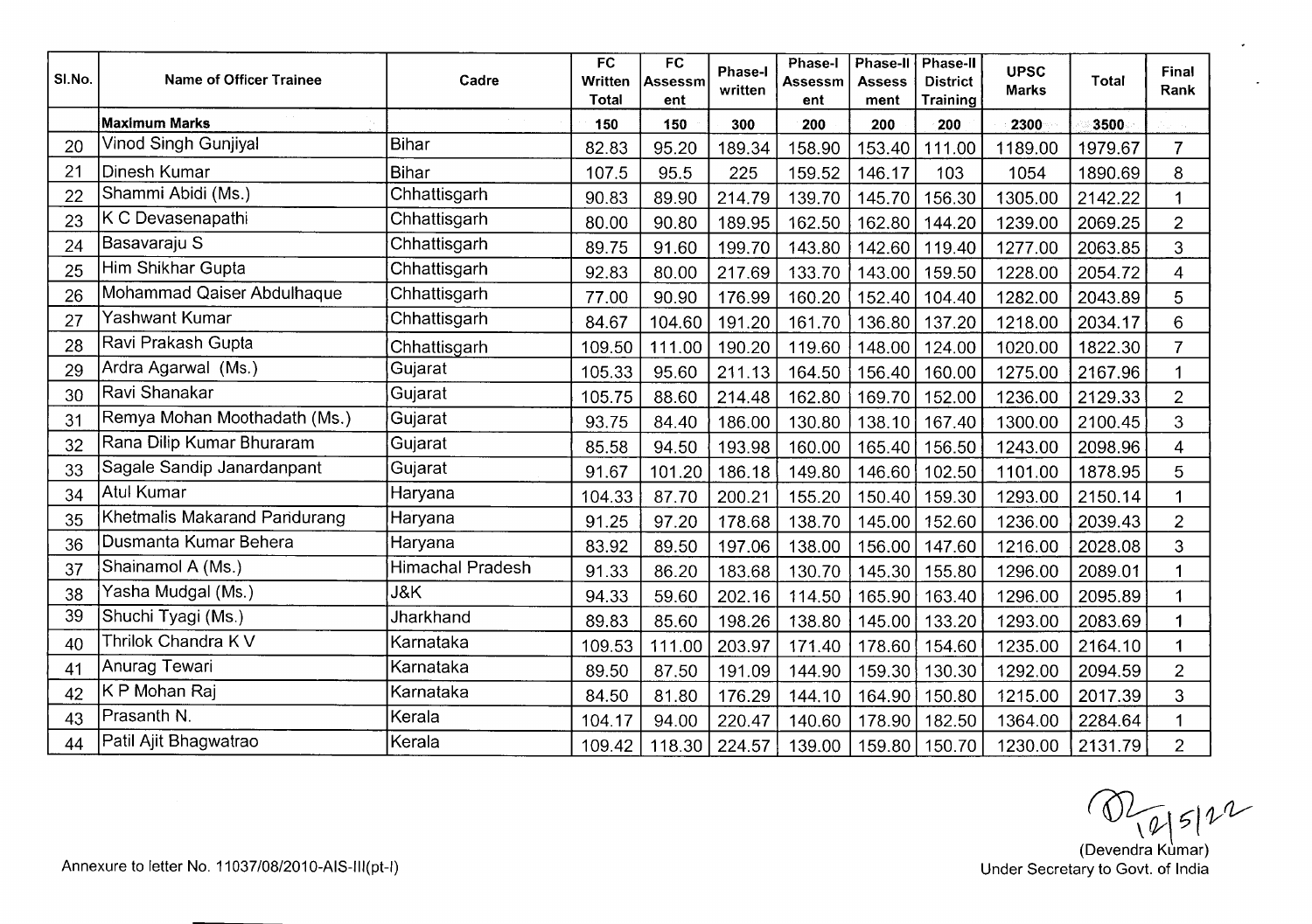| Sl.No. | Name of Officer Trainee | Cadre | FC Written Total | FC Assessment | Phase-I written | Phase-I Assessment | Phase-II Assessment | Phase-II District Training | UPSC Marks | Total | Final Rank |
|---|---|---|---|---|---|---|---|---|---|---|---|
| | **Maximum Marks** | | 150 | 150 | 300 | 200 | 200 | 200 | 2300 | 3500 | |
| 20 | Vinod Singh Gunjiyal | Bihar | 82.83 | 95.20 | 189.34 | 158.90 | 153.40 | 111.00 | 1189.00 | 1979.67 | 7 |
| 21 | Dinesh Kumar | Bihar | 107.5 | 95.5 | 225 | 159.52 | 146.17 | 103 | 1054 | 1890.69 | 8 |
| 22 | Shammi Abidi (Ms.) | Chhattisgarh | 90.83 | 89.90 | 214.79 | 139.70 | 145.70 | 156.30 | 1305.00 | 2142.22 | 1 |
| 23 | K C Devasenapathi | Chhattisgarh | 80.00 | 90.80 | 189.95 | 162.50 | 162.80 | 144.20 | 1239.00 | 2069.25 | 2 |
| 24 | Basavaraju S | Chhattisgarh | 89.75 | 91.60 | 199.70 | 143.80 | 142.60 | 119.40 | 1277.00 | 2063.85 | 3 |
| 25 | Him Shikhar Gupta | Chhattisgarh | 92.83 | 80.00 | 217.69 | 133.70 | 143.00 | 159.50 | 1228.00 | 2054.72 | 4 |
| 26 | Mohammad Qaiser Abdulhaque | Chhattisgarh | 77.00 | 90.90 | 176.99 | 160.20 | 152.40 | 104.40 | 1282.00 | 2043.89 | 5 |
| 27 | Yashwant Kumar | Chhattisgarh | 84.67 | 104.60 | 191.20 | 161.70 | 136.80 | 137.20 | 1218.00 | 2034.17 | 6 |
| 28 | Ravi Prakash Gupta | Chhattisgarh | 109.50 | 111.00 | 190.20 | 119.60 | 148.00 | 124.00 | 1020.00 | 1822.30 | 7 |
| 29 | Ardra Agarwal (Ms.) | Gujarat | 105.33 | 95.60 | 211.13 | 164.50 | 156.40 | 160.00 | 1275.00 | 2167.96 | 1 |
| 30 | Ravi Shanakar | Gujarat | 105.75 | 88.60 | 214.48 | 162.80 | 169.70 | 152.00 | 1236.00 | 2129.33 | 2 |
| 31 | Remya Mohan Moothadath (Ms.) | Gujarat | 93.75 | 84.40 | 186.00 | 130.80 | 138.10 | 167.40 | 1300.00 | 2100.45 | 3 |
| 32 | Rana Dilip Kumar Bhuraram | Gujarat | 85.58 | 94.50 | 193.98 | 160.00 | 165.40 | 156.50 | 1243.00 | 2098.96 | 4 |
| 33 | Sagale Sandip Janardanpant | Gujarat | 91.67 | 101.20 | 186.18 | 149.80 | 146.60 | 102.50 | 1101.00 | 1878.95 | 5 |
| 34 | Atul Kumar | Haryana | 104.33 | 87.70 | 200.21 | 155.20 | 150.40 | 159.30 | 1293.00 | 2150.14 | 1 |
| 35 | Khetmalis Makarand Pandurang | Haryana | 91.25 | 97.20 | 178.68 | 138.70 | 145.00 | 152.60 | 1236.00 | 2039.43 | 2 |
| 36 | Dusmanta Kumar Behera | Haryana | 83.92 | 89.50 | 197.06 | 138.00 | 156.00 | 147.60 | 1216.00 | 2028.08 | 3 |
| 37 | Shainamol A (Ms.) | Himachal Pradesh | 91.33 | 86.20 | 183.68 | 130.70 | 145.30 | 155.80 | 1296.00 | 2089.01 | 1 |
| 38 | Yasha Mudgal (Ms.) | J&K | 94.33 | 59.60 | 202.16 | 114.50 | 165.90 | 163.40 | 1296.00 | 2095.89 | 1 |
| 39 | Shuchi Tyagi (Ms.) | Jharkhand | 89.83 | 85.60 | 198.26 | 138.80 | 145.00 | 133.20 | 1293.00 | 2083.69 | 1 |
| 40 | Thrilok Chandra K V | Karnataka | 109.53 | 111.00 | 203.97 | 171.40 | 178.60 | 154.60 | 1235.00 | 2164.10 | 1 |
| 41 | Anurag Tewari | Karnataka | 89.50 | 87.50 | 191.09 | 144.90 | 159.30 | 130.30 | 1292.00 | 2094.59 | 2 |
| 42 | K P Mohan Raj | Karnataka | 84.50 | 81.80 | 176.29 | 144.10 | 164.90 | 150.80 | 1215.00 | 2017.39 | 3 |
| 43 | Prasanth N. | Kerala | 104.17 | 94.00 | 220.47 | 140.60 | 178.90 | 182.50 | 1364.00 | 2284.64 | 1 |
| 44 | Patil Ajit Bhagwatrao | Kerala | 109.42 | 118.30 | 224.57 | 139.00 | 159.80 | 150.70 | 1230.00 | 2131.79 | 2 |

12/5/12

(Devendra Kumar)
Under Secretary to Govt. of India

Annexure to letter No. 11037/08/2010-AIS-III(pt-I)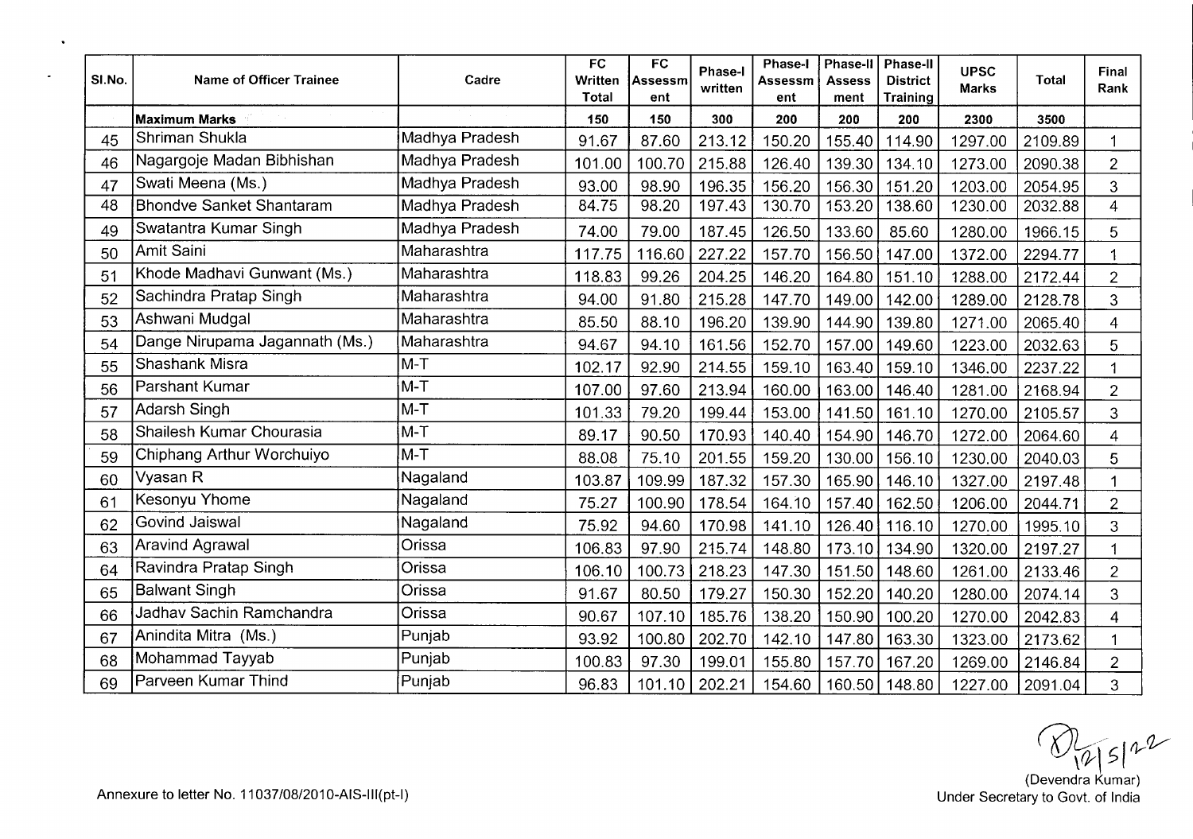| Sl.No. | Name of Officer Trainee | Cadre | FC Written Total | FC Assessment | Phase-I written | Phase-I Assessment | Phase-II Assessment | Phase-II District Training | UPSC Marks | Total | Final Rank |
|---|---|---|---|---|---|---|---|---|---|---|---|
| | **Maximum Marks** | | 150 | 150 | 300 | 200 | 200 | 200 | 2300 | 3500 | |
| 45 | Shriman Shukla | Madhya Pradesh | 91.67 | 87.60 | 213.12 | 150.20 | 155.40 | 114.90 | 1297.00 | 2109.89 | 1 |
| 46 | Nagargoje Madan Bibhishan | Madhya Pradesh | 101.00 | 100.70 | 215.88 | 126.40 | 139.30 | 134.10 | 1273.00 | 2090.38 | 2 |
| 47 | Swati Meena (Ms.) | Madhya Pradesh | 93.00 | 98.90 | 196.35 | 156.20 | 156.30 | 151.20 | 1203.00 | 2054.95 | 3 |
| 48 | Bhondve Sanket Shantaram | Madhya Pradesh | 84.75 | 98.20 | 197.43 | 130.70 | 153.20 | 138.60 | 1230.00 | 2032.88 | 4 |
| 49 | Swatantra Kumar Singh | Madhya Pradesh | 74.00 | 79.00 | 187.45 | 126.50 | 133.60 | 85.60 | 1280.00 | 1966.15 | 5 |
| 50 | Amit Saini | Maharashtra | 117.75 | 116.60 | 227.22 | 157.70 | 156.50 | 147.00 | 1372.00 | 2294.77 | 1 |
| 51 | Khode Madhavi Gunwant (Ms.) | Maharashtra | 118.83 | 99.26 | 204.25 | 146.20 | 164.80 | 151.10 | 1288.00 | 2172.44 | 2 |
| 52 | Sachindra Pratap Singh | Maharashtra | 94.00 | 91.80 | 215.28 | 147.70 | 149.00 | 142.00 | 1289.00 | 2128.78 | 3 |
| 53 | Ashwani Mudgal | Maharashtra | 85.50 | 88.10 | 196.20 | 139.90 | 144.90 | 139.80 | 1271.00 | 2065.40 | 4 |
| 54 | Dange Nirupama Jagannath (Ms.) | Maharashtra | 94.67 | 94.10 | 161.56 | 152.70 | 157.00 | 149.60 | 1223.00 | 2032.63 | 5 |
| 55 | Shashank Misra | M-T | 102.17 | 92.90 | 214.55 | 159.10 | 163.40 | 159.10 | 1346.00 | 2237.22 | 1 |
| 56 | Parshant Kumar | M-T | 107.00 | 97.60 | 213.94 | 160.00 | 163.00 | 146.40 | 1281.00 | 2168.94 | 2 |
| 57 | Adarsh Singh | M-T | 101.33 | 79.20 | 199.44 | 153.00 | 141.50 | 161.10 | 1270.00 | 2105.57 | 3 |
| 58 | Shailesh Kumar Chourasia | M-T | 89.17 | 90.50 | 170.93 | 140.40 | 154.90 | 146.70 | 1272.00 | 2064.60 | 4 |
| 59 | Chiphang Arthur Worchuiyo | M-T | 88.08 | 75.10 | 201.55 | 159.20 | 130.00 | 156.10 | 1230.00 | 2040.03 | 5 |
| 60 | Vyasan R | Nagaland | 103.87 | 109.99 | 187.32 | 157.30 | 165.90 | 146.10 | 1327.00 | 2197.48 | 1 |
| 61 | Kesonyu Yhome | Nagaland | 75.27 | 100.90 | 178.54 | 164.10 | 157.40 | 162.50 | 1206.00 | 2044.71 | 2 |
| 62 | Govind Jaiswal | Nagaland | 75.92 | 94.60 | 170.98 | 141.10 | 126.40 | 116.10 | 1270.00 | 1995.10 | 3 |
| 63 | Aravind Agrawal | Orissa | 106.83 | 97.90 | 215.74 | 148.80 | 173.10 | 134.90 | 1320.00 | 2197.27 | 1 |
| 64 | Ravindra Pratap Singh | Orissa | 106.10 | 100.73 | 218.23 | 147.30 | 151.50 | 148.60 | 1261.00 | 2133.46 | 2 |
| 65 | Balwant Singh | Orissa | 91.67 | 80.50 | 179.27 | 150.30 | 152.20 | 140.20 | 1280.00 | 2074.14 | 3 |
| 66 | Jadhav Sachin Ramchandra | Orissa | 90.67 | 107.10 | 185.76 | 138.20 | 150.90 | 100.20 | 1270.00 | 2042.83 | 4 |
| 67 | Anindita Mitra (Ms.) | Punjab | 93.92 | 100.80 | 202.70 | 142.10 | 147.80 | 163.30 | 1323.00 | 2173.62 | 1 |
| 68 | Mohammad Tayyab | Punjab | 100.83 | 97.30 | 199.01 | 155.80 | 157.70 | 167.20 | 1269.00 | 2146.84 | 2 |
| 69 | Parveen Kumar Thind | Punjab | 96.83 | 101.10 | 202.21 | 154.60 | 160.50 | 148.80 | 1227.00 | 2091.04 | 3 |

12/5/22

(Devendra Kumar)
Under Secretary to Govt. of India

Annexure to letter No. 11037/08/2010-AIS-III(pt-I)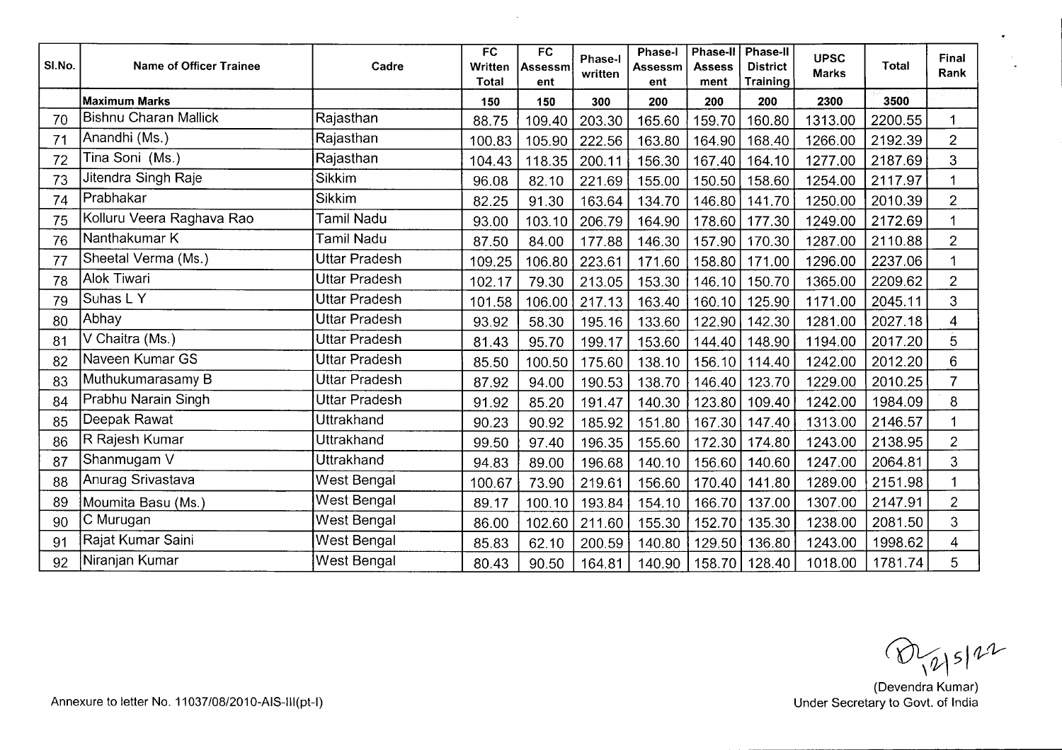| Sl.No. | Name of Officer Trainee | Cadre | FC Written Total | FC Assessment | Phase-I written | Phase-I Assessment | Phase-II Assessment | Phase-II District Training | UPSC Marks | Total | Final Rank |
|---|---|---|---|---|---|---|---|---|---|---|---|
| | **Maximum Marks** | | 150 | 150 | 300 | 200 | 200 | 200 | 2300 | 3500 | |
| 70 | Bishnu Charan Mallick | Rajasthan | 88.75 | 109.40 | 203.30 | 165.60 | 159.70 | 160.80 | 1313.00 | 2200.55 | 1 |
| 71 | Anandhi (Ms.) | Rajasthan | 100.83 | 105.90 | 222.56 | 163.80 | 164.90 | 168.40 | 1266.00 | 2192.39 | 2 |
| 72 | Tina Soni (Ms.) | Rajasthan | 104.43 | 118.35 | 200.11 | 156.30 | 167.40 | 164.10 | 1277.00 | 2187.69 | 3 |
| 73 | Jitendra Singh Raje | Sikkim | 96.08 | 82.10 | 221.69 | 155.00 | 150.50 | 158.60 | 1254.00 | 2117.97 | 1 |
| 74 | Prabhakar | Sikkim | 82.25 | 91.30 | 163.64 | 134.70 | 146.80 | 141.70 | 1250.00 | 2010.39 | 2 |
| 75 | Kolluru Veera Raghava Rao | Tamil Nadu | 93.00 | 103.10 | 206.79 | 164.90 | 178.60 | 177.30 | 1249.00 | 2172.69 | 1 |
| 76 | Nanthakumar K | Tamil Nadu | 87.50 | 84.00 | 177.88 | 146.30 | 157.90 | 170.30 | 1287.00 | 2110.88 | 2 |
| 77 | Sheetal Verma (Ms.) | Uttar Pradesh | 109.25 | 106.80 | 223.61 | 171.60 | 158.80 | 171.00 | 1296.00 | 2237.06 | 1 |
| 78 | Alok Tiwari | Uttar Pradesh | 102.17 | 79.30 | 213.05 | 153.30 | 146.10 | 150.70 | 1365.00 | 2209.62 | 2 |
| 79 | Suhas L Y | Uttar Pradesh | 101.58 | 106.00 | 217.13 | 163.40 | 160.10 | 125.90 | 1171.00 | 2045.11 | 3 |
| 80 | Abhay | Uttar Pradesh | 93.92 | 58.30 | 195.16 | 133.60 | 122.90 | 142.30 | 1281.00 | 2027.18 | 4 |
| 81 | V Chaitra (Ms.) | Uttar Pradesh | 81.43 | 95.70 | 199.17 | 153.60 | 144.40 | 148.90 | 1194.00 | 2017.20 | 5 |
| 82 | Naveen Kumar GS | Uttar Pradesh | 85.50 | 100.50 | 175.60 | 138.10 | 156.10 | 114.40 | 1242.00 | 2012.20 | 6 |
| 83 | Muthukumarasamy B | Uttar Pradesh | 87.92 | 94.00 | 190.53 | 138.70 | 146.40 | 123.70 | 1229.00 | 2010.25 | 7 |
| 84 | Prabhu Narain Singh | Uttar Pradesh | 91.92 | 85.20 | 191.47 | 140.30 | 123.80 | 109.40 | 1242.00 | 1984.09 | 8 |
| 85 | Deepak Rawat | Uttrakhand | 90.23 | 90.92 | 185.92 | 151.80 | 167.30 | 147.40 | 1313.00 | 2146.57 | 1 |
| 86 | R Rajesh Kumar | Uttrakhand | 99.50 | 97.40 | 196.35 | 155.60 | 172.30 | 174.80 | 1243.00 | 2138.95 | 2 |
| 87 | Shanmugam V | Uttrakhand | 94.83 | 89.00 | 196.68 | 140.10 | 156.60 | 140.60 | 1247.00 | 2064.81 | 3 |
| 88 | Anurag Srivastava | West Bengal | 100.67 | 73.90 | 219.61 | 156.60 | 170.40 | 141.80 | 1289.00 | 2151.98 | 1 |
| 89 | Moumita Basu (Ms.) | West Bengal | 89.17 | 100.10 | 193.84 | 154.10 | 166.70 | 137.00 | 1307.00 | 2147.91 | 2 |
| 90 | C Murugan | West Bengal | 86.00 | 102.60 | 211.60 | 155.30 | 152.70 | 135.30 | 1238.00 | 2081.50 | 3 |
| 91 | Rajat Kumar Saini | West Bengal | 85.83 | 62.10 | 200.59 | 140.80 | 129.50 | 136.80 | 1243.00 | 1998.62 | 4 |
| 92 | Niranjan Kumar | West Bengal | 80.43 | 90.50 | 164.81 | 140.90 | 158.70 | 128.40 | 1018.00 | 1781.74 | 5 |

12/5/22

(Devendra Kumar)
Under Secretary to Govt. of India

Annexure to letter No. 11037/08/2010-AIS-III(pt-I)